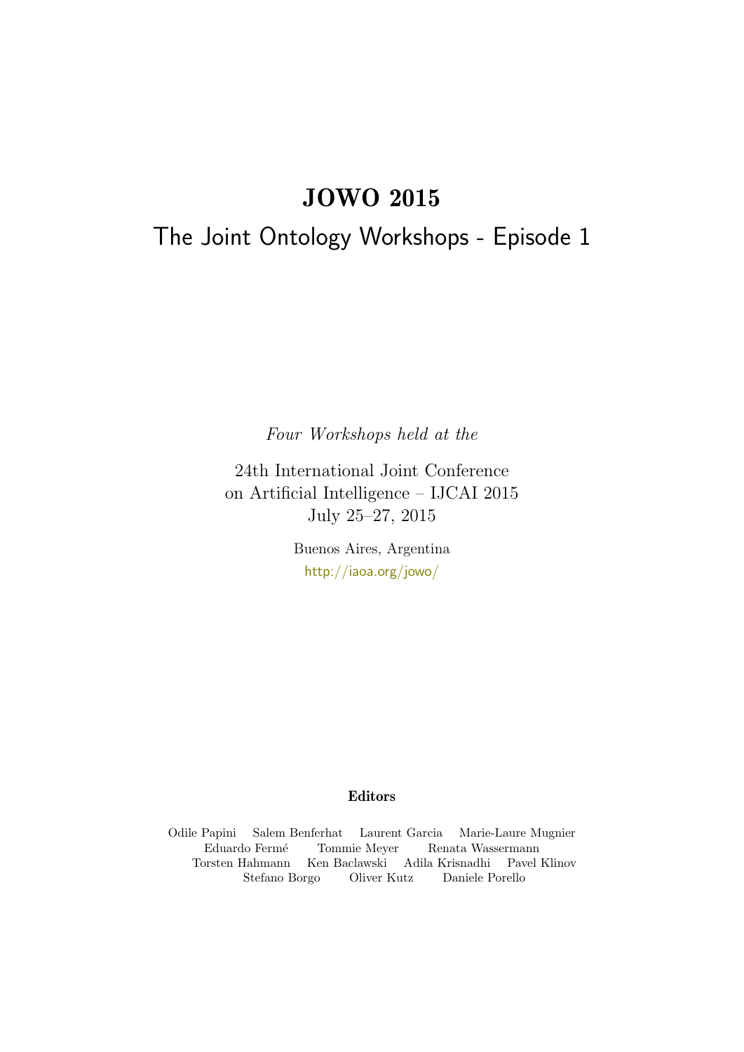# JOWO 2015

## The Joint Ontology Workshops - Episode 1

*Four Workshops held at the*

24th International Joint Conference
on Artificial Intelligence – IJCAI 2015
July 25–27, 2015

Buenos Aires, Argentina
http://iaoa.org/jowo/

**Editors**

Odile Papini Salem Benferhat Laurent Garcia Marie-Laure Mugnier
Eduardo Fermé Tommie Meyer Renata Wassermann
Torsten Hahmann Ken Baclawski Adila Krisnadhi Pavel Klinov
Stefano Borgo Oliver Kutz Daniele Porello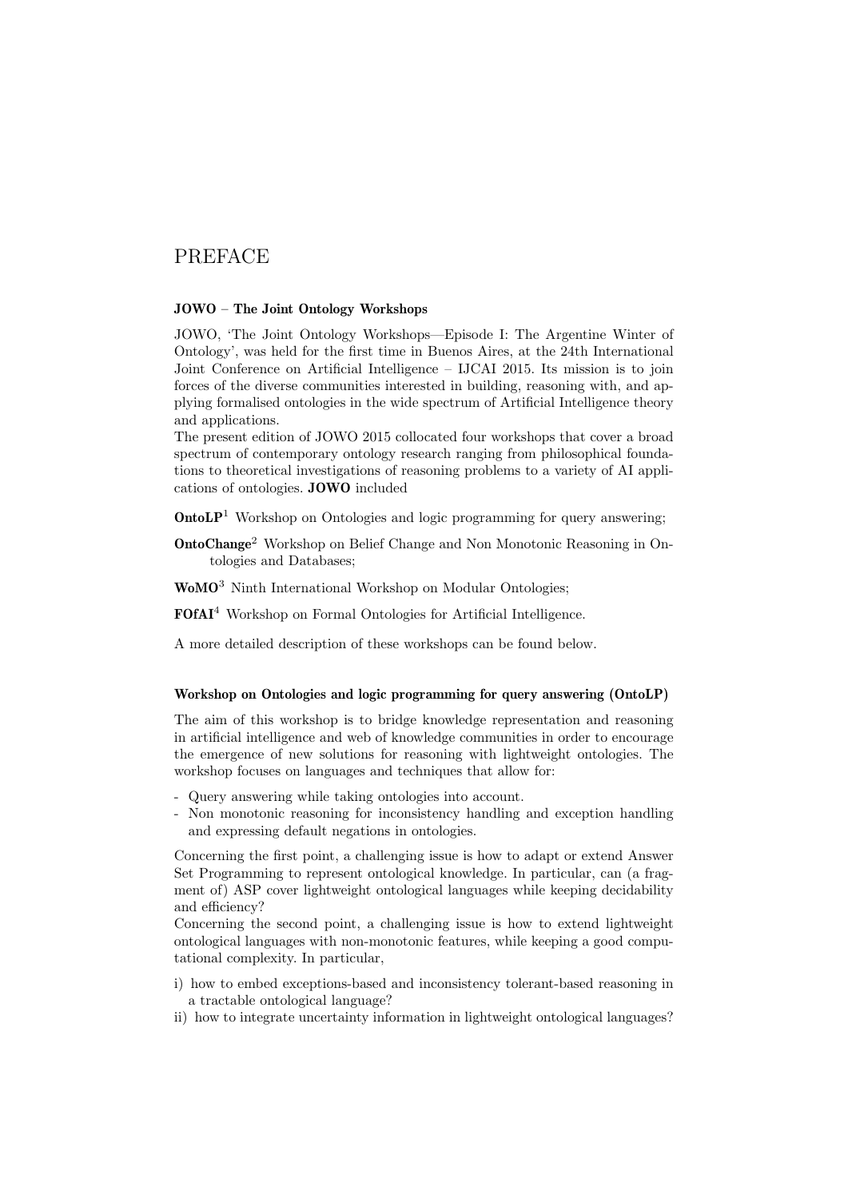# PREFACE

### JOWO – The Joint Ontology Workshops

JOWO, 'The Joint Ontology Workshops—Episode I: The Argentine Winter of Ontology', was held for the first time in Buenos Aires, at the 24th International Joint Conference on Artificial Intelligence – IJCAI 2015. Its mission is to join forces of the diverse communities interested in building, reasoning with, and applying formalised ontologies in the wide spectrum of Artificial Intelligence theory and applications.

The present edition of JOWO 2015 collocated four workshops that cover a broad spectrum of contemporary ontology research ranging from philosophical foundations to theoretical investigations of reasoning problems to a variety of AI applications of ontologies. **JOWO** included

**OntoLP**[1] Workshop on Ontologies and logic programming for query answering;

**OntoChange**[2] Workshop on Belief Change and Non Monotonic Reasoning in Ontologies and Databases;

**WoMO**[3] Ninth International Workshop on Modular Ontologies;

**FOfAI**[4] Workshop on Formal Ontologies for Artificial Intelligence.

A more detailed description of these workshops can be found below.

### Workshop on Ontologies and logic programming for query answering (OntoLP)

The aim of this workshop is to bridge knowledge representation and reasoning in artificial intelligence and web of knowledge communities in order to encourage the emergence of new solutions for reasoning with lightweight ontologies. The workshop focuses on languages and techniques that allow for:

- Query answering while taking ontologies into account.
- Non monotonic reasoning for inconsistency handling and exception handling and expressing default negations in ontologies.

Concerning the first point, a challenging issue is how to adapt or extend Answer Set Programming to represent ontological knowledge. In particular, can (a fragment of) ASP cover lightweight ontological languages while keeping decidability and efficiency?

Concerning the second point, a challenging issue is how to extend lightweight ontological languages with non-monotonic features, while keeping a good computational complexity. In particular,

i) how to embed exceptions-based and inconsistency tolerant-based reasoning in a tractable ontological language?
ii) how to integrate uncertainty information in lightweight ontological languages?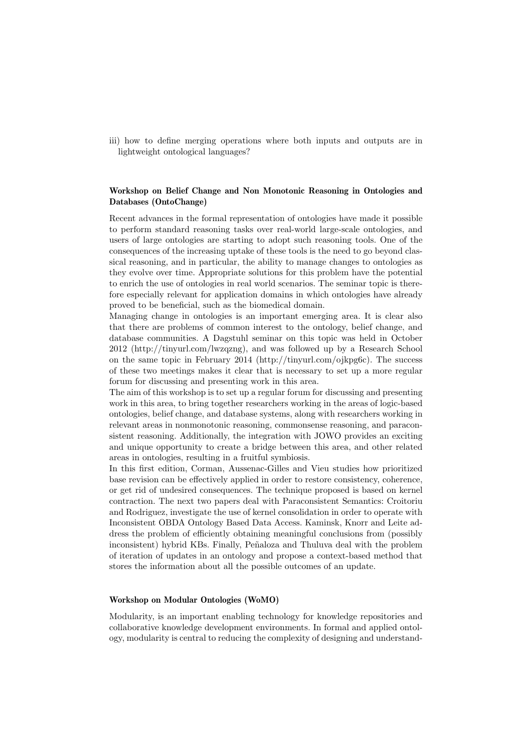iii) how to define merging operations where both inputs and outputs are in lightweight ontological languages?

### Workshop on Belief Change and Non Monotonic Reasoning in Ontologies and Databases (OntoChange)

Recent advances in the formal representation of ontologies have made it possible to perform standard reasoning tasks over real-world large-scale ontologies, and users of large ontologies are starting to adopt such reasoning tools. One of the consequences of the increasing uptake of these tools is the need to go beyond classical reasoning, and in particular, the ability to manage changes to ontologies as they evolve over time. Appropriate solutions for this problem have the potential to enrich the use of ontologies in real world scenarios. The seminar topic is therefore especially relevant for application domains in which ontologies have already proved to be beneficial, such as the biomedical domain.

Managing change in ontologies is an important emerging area. It is clear also that there are problems of common interest to the ontology, belief change, and database communities. A Dagstuhl seminar on this topic was held in October 2012 (http://tinyurl.com/lwzqzng), and was followed up by a Research School on the same topic in February 2014 (http://tinyurl.com/ojkpg6c). The success of these two meetings makes it clear that is necessary to set up a more regular forum for discussing and presenting work in this area.

The aim of this workshop is to set up a regular forum for discussing and presenting work in this area, to bring together researchers working in the areas of logic-based ontologies, belief change, and database systems, along with researchers working in relevant areas in nonmonotonic reasoning, commonsense reasoning, and paraconsistent reasoning. Additionally, the integration with JOWO provides an exciting and unique opportunity to create a bridge between this area, and other related areas in ontologies, resulting in a fruitful symbiosis.

In this first edition, Corman, Aussenac-Gilles and Vieu studies how prioritized base revision can be effectively applied in order to restore consistency, coherence, or get rid of undesired consequences. The technique proposed is based on kernel contraction. The next two papers deal with Paraconsistent Semantics: Croitoriu and Rodriguez, investigate the use of kernel consolidation in order to operate with Inconsistent OBDA Ontology Based Data Access. Kaminsk, Knorr and Leite address the problem of efficiently obtaining meaningful conclusions from (possibly inconsistent) hybrid KBs. Finally, Peñaloza and Thuluva deal with the problem of iteration of updates in an ontology and propose a context-based method that stores the information about all the possible outcomes of an update.

### Workshop on Modular Ontologies (WoMO)

Modularity, is an important enabling technology for knowledge repositories and collaborative knowledge development environments. In formal and applied ontology, modularity is central to reducing the complexity of designing and understand-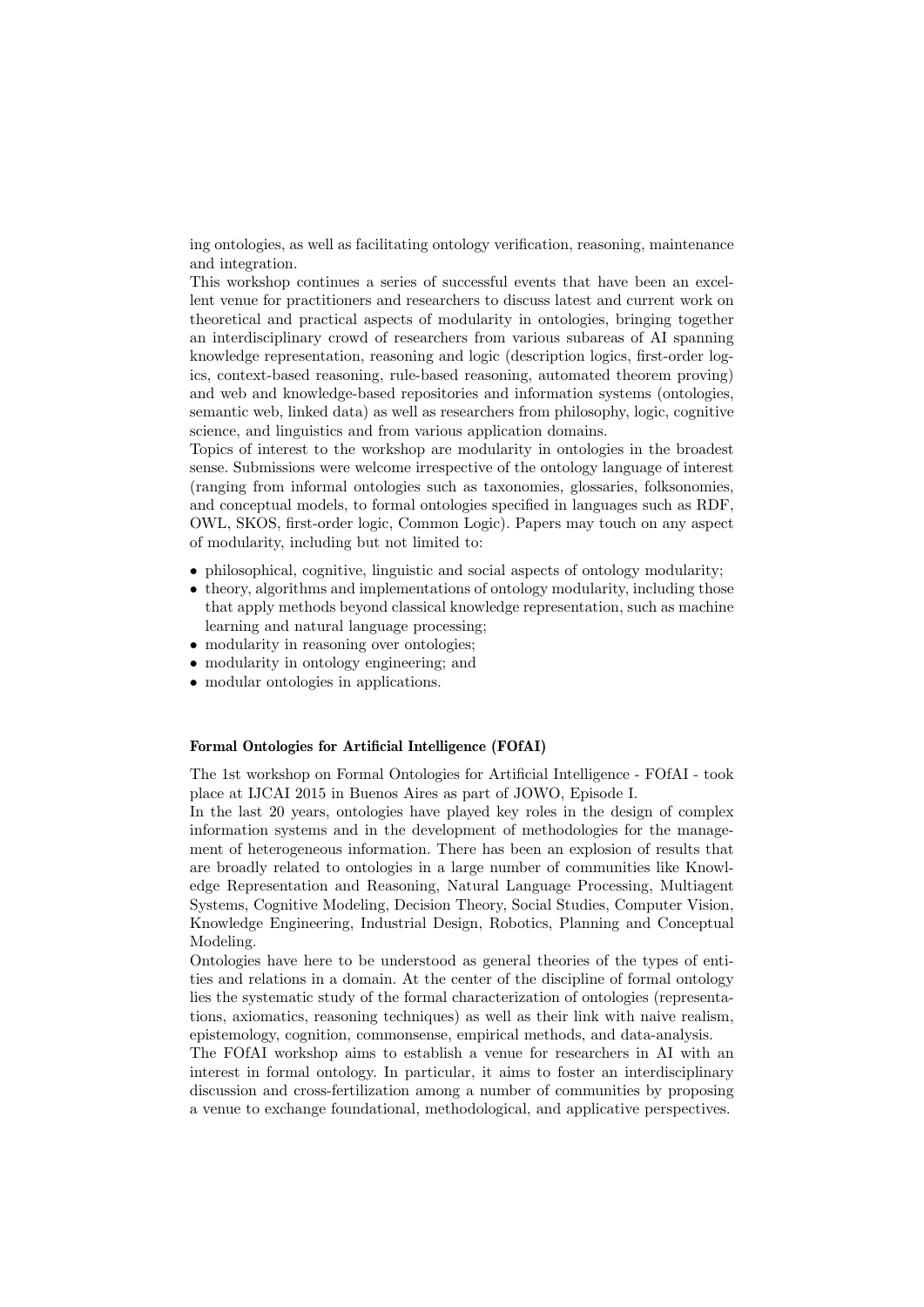ing ontologies, as well as facilitating ontology verification, reasoning, maintenance and integration.

This workshop continues a series of successful events that have been an excellent venue for practitioners and researchers to discuss latest and current work on theoretical and practical aspects of modularity in ontologies, bringing together an interdisciplinary crowd of researchers from various subareas of AI spanning knowledge representation, reasoning and logic (description logics, first-order logics, context-based reasoning, rule-based reasoning, automated theorem proving) and web and knowledge-based repositories and information systems (ontologies, semantic web, linked data) as well as researchers from philosophy, logic, cognitive science, and linguistics and from various application domains.

Topics of interest to the workshop are modularity in ontologies in the broadest sense. Submissions were welcome irrespective of the ontology language of interest (ranging from informal ontologies such as taxonomies, glossaries, folksonomies, and conceptual models, to formal ontologies specified in languages such as RDF, OWL, SKOS, first-order logic, Common Logic). Papers may touch on any aspect of modularity, including but not limited to:

- philosophical, cognitive, linguistic and social aspects of ontology modularity;
- theory, algorithms and implementations of ontology modularity, including those that apply methods beyond classical knowledge representation, such as machine learning and natural language processing;
- modularity in reasoning over ontologies;
- modularity in ontology engineering; and
- modular ontologies in applications.

**Formal Ontologies for Artificial Intelligence (FOfAI)**

The 1st workshop on Formal Ontologies for Artificial Intelligence - FOfAI - took place at IJCAI 2015 in Buenos Aires as part of JOWO, Episode I.

In the last 20 years, ontologies have played key roles in the design of complex information systems and in the development of methodologies for the management of heterogeneous information. There has been an explosion of results that are broadly related to ontologies in a large number of communities like Knowledge Representation and Reasoning, Natural Language Processing, Multiagent Systems, Cognitive Modeling, Decision Theory, Social Studies, Computer Vision, Knowledge Engineering, Industrial Design, Robotics, Planning and Conceptual Modeling.

Ontologies have here to be understood as general theories of the types of entities and relations in a domain. At the center of the discipline of formal ontology lies the systematic study of the formal characterization of ontologies (representations, axiomatics, reasoning techniques) as well as their link with naive realism, epistemology, cognition, commonsense, empirical methods, and data-analysis.

The FOfAI workshop aims to establish a venue for researchers in AI with an interest in formal ontology. In particular, it aims to foster an interdisciplinary discussion and cross-fertilization among a number of communities by proposing a venue to exchange foundational, methodological, and applicative perspectives.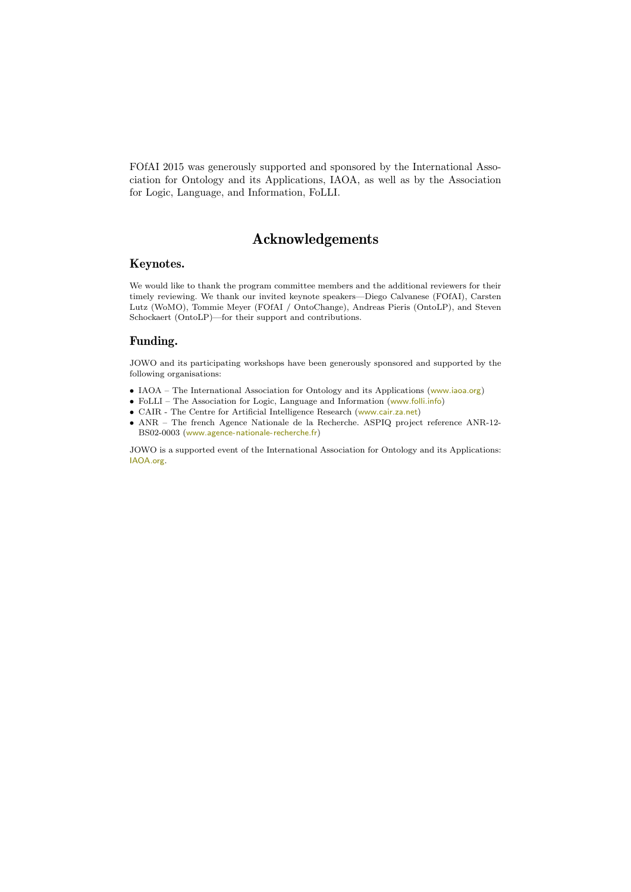FOfAI 2015 was generously supported and sponsored by the International Association for Ontology and its Applications, IAOA, as well as by the Association for Logic, Language, and Information, FoLLI.

# Acknowledgements

## Keynotes.

We would like to thank the program committee members and the additional reviewers for their timely reviewing. We thank our invited keynote speakers—Diego Calvanese (FOfAI), Carsten Lutz (WoMO), Tommie Meyer (FOfAI / OntoChange), Andreas Pieris (OntoLP), and Steven Schockaert (OntoLP)—for their support and contributions.

## Funding.

JOWO and its participating workshops have been generously sponsored and supported by the following organisations:

- IAOA – The International Association for Ontology and its Applications (www.iaoa.org)
- FoLLI – The Association for Logic, Language and Information (www.folli.info)
- CAIR - The Centre for Artificial Intelligence Research (www.cair.za.net)
- ANR – The french Agence Nationale de la Recherche. ASPIQ project reference ANR-12-BS02-0003 (www.agence-nationale-recherche.fr)

JOWO is a supported event of the International Association for Ontology and its Applications: IAOA.org.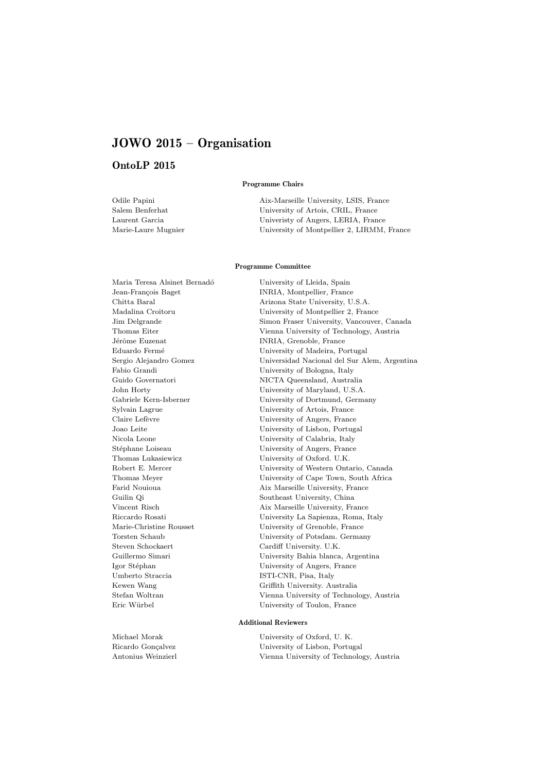# JOWO 2015 – Organisation

## OntoLP 2015

### Programme Chairs

| | |
|---|---|
| Odile Papini | Aix-Marseille University, LSIS, France |
| Salem Benferhat | University of Artois, CRIL, France |
| Laurent Garcia | Univeristy of Angers, LERIA, France |
| Marie-Laure Mugnier | University of Montpellier 2, LIRMM, France |

### Programme Committee

| | |
|---|---|
| Maria Teresa Alsinet Bernadó | University of Lleida, Spain |
| Jean-François Baget | INRIA, Montpellier, France |
| Chitta Baral | Arizona State University, U.S.A. |
| Madalina Croitoru | University of Montpellier 2, France |
| Jim Delgrande | Simon Fraser University, Vancouver, Canada |
| Thomas Eiter | Vienna University of Technology, Austria |
| Jérôme Euzenat | INRIA, Grenoble, France |
| Eduardo Fermé | University of Madeira, Portugal |
| Sergio Alejandro Gomez | Universidad Nacional del Sur Alem, Argentina |
| Fabio Grandi | University of Bologna, Italy |
| Guido Governatori | NICTA Queensland, Australia |
| John Horty | University of Maryland, U.S.A. |
| Gabriele Kern-Isberner | University of Dortmund, Germany |
| Sylvain Lagrue | University of Artois, France |
| Claire Lefèvre | University of Angers, France |
| Joao Leite | University of Lisbon, Portugal |
| Nicola Leone | University of Calabria, Italy |
| Stéphane Loiseau | University of Angers, France |
| Thomas Lukasiewicz | University of Oxford. U.K. |
| Robert E. Mercer | University of Western Ontario, Canada |
| Thomas Meyer | University of Cape Town, South Africa |
| Farid Nouioua | Aix Marseille University, France |
| Guilin Qi | Southeast University, China |
| Vincent Risch | Aix Marseille University, France |
| Riccardo Rosati | University La Sapienza, Roma, Italy |
| Marie-Christine Rousset | University of Grenoble, France |
| Torsten Schaub | University of Potsdam. Germany |
| Steven Schockaert | Cardiff University. U.K. |
| Guillermo Simari | University Bahia blanca, Argentina |
| Igor Stéphan | University of Angers, France |
| Umberto Straccia | ISTI-CNR, Pisa, Italy |
| Kewen Wang | Griffith University. Australia |
| Stefan Woltran | Vienna University of Technology, Austria |
| Eric Würbel | University of Toulon, France |

### Additional Reviewers

| | |
|---|---|
| Michael Morak | University of Oxford, U. K. |
| Ricardo Gonçalvez | University of Lisbon, Portugal |
| Antonius Weinzierl | Vienna University of Technology, Austria |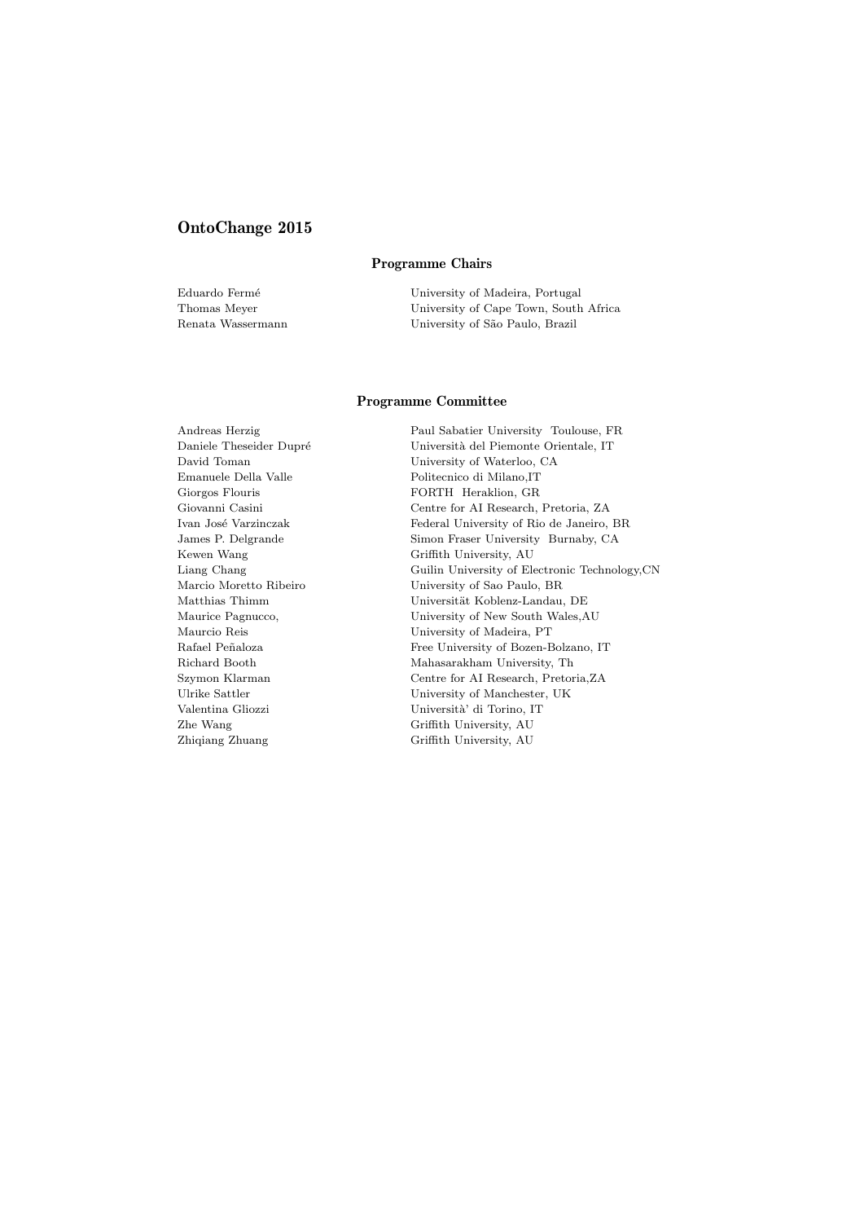## OntoChange 2015

### Programme Chairs

| | |
|---|---|
| Eduardo Fermé | University of Madeira, Portugal |
| Thomas Meyer | University of Cape Town, South Africa |
| Renata Wassermann | University of São Paulo, Brazil |

### Programme Committee

| | |
|---|---|
| Andreas Herzig | Paul Sabatier University  Toulouse, FR |
| Daniele Theseider Dupré | Università del Piemonte Orientale, IT |
| David Toman | University of Waterloo, CA |
| Emanuele Della Valle | Politecnico di Milano,IT |
| Giorgos Flouris | FORTH  Heraklion, GR |
| Giovanni Casini | Centre for AI Research, Pretoria, ZA |
| Ivan José Varzinczak | Federal University of Rio de Janeiro, BR |
| James P. Delgrande | Simon Fraser University  Burnaby, CA |
| Kewen Wang | Griffith University, AU |
| Liang Chang | Guilin University of Electronic Technology,CN |
| Marcio Moretto Ribeiro | University of Sao Paulo, BR |
| Matthias Thimm | Universität Koblenz-Landau, DE |
| Maurice Pagnucco, | University of New South Wales,AU |
| Maurcio Reis | University of Madeira, PT |
| Rafael Peñaloza | Free University of Bozen-Bolzano, IT |
| Richard Booth | Mahasarakham University, Th |
| Szymon Klarman | Centre for AI Research, Pretoria,ZA |
| Ulrike Sattler | University of Manchester, UK |
| Valentina Gliozzi | Università' di Torino, IT |
| Zhe Wang | Griffith University, AU |
| Zhiqiang Zhuang | Griffith University, AU |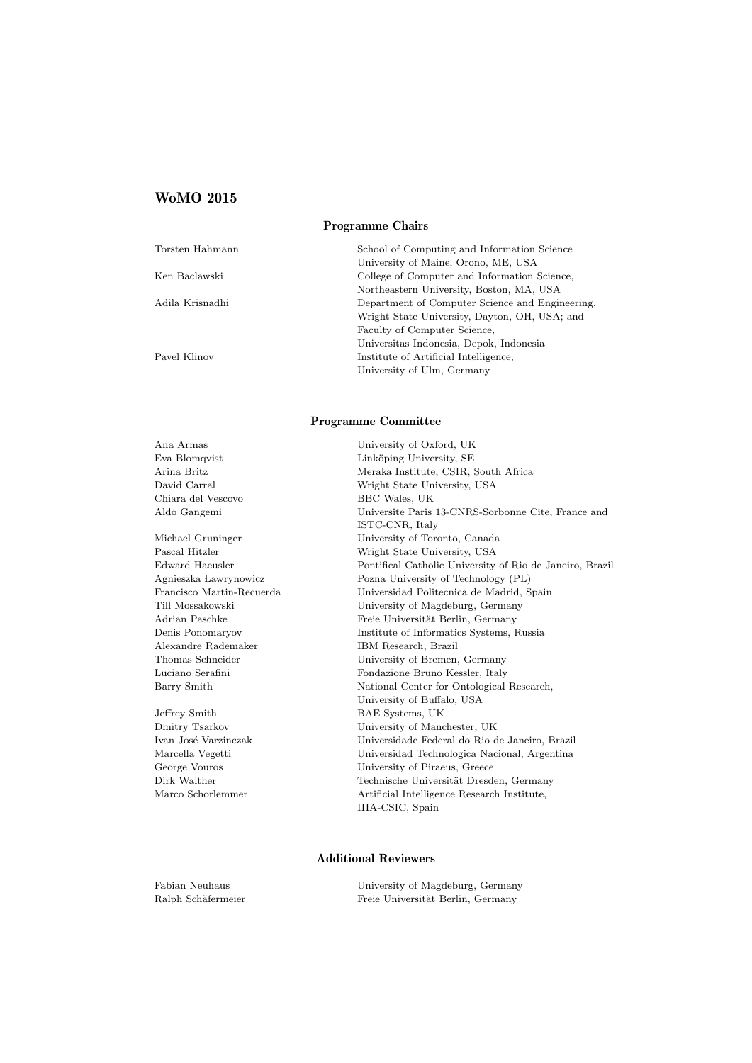## WoMO 2015

### Programme Chairs

| | |
|---|---|
| Torsten Hahmann | School of Computing and Information Science<br>University of Maine, Orono, ME, USA |
| Ken Baclawski | College of Computer and Information Science,<br>Northeastern University, Boston, MA, USA |
| Adila Krisnadhi | Department of Computer Science and Engineering,<br>Wright State University, Dayton, OH, USA; and<br>Faculty of Computer Science,<br>Universitas Indonesia, Depok, Indonesia |
| Pavel Klinov | Institute of Artificial Intelligence,<br>University of Ulm, Germany |

### Programme Committee

| | |
|---|---|
| Ana Armas | University of Oxford, UK |
| Eva Blomqvist | Linköping University, SE |
| Arina Britz | Meraka Institute, CSIR, South Africa |
| David Carral | Wright State University, USA |
| Chiara del Vescovo | BBC Wales, UK |
| Aldo Gangemi | Universite Paris 13-CNRS-Sorbonne Cite, France and<br>ISTC-CNR, Italy |
| Michael Gruninger | University of Toronto, Canada |
| Pascal Hitzler | Wright State University, USA |
| Edward Haeusler | Pontifical Catholic University of Rio de Janeiro, Brazil |
| Agnieszka Ławrynowicz | Pozna University of Technology (PL) |
| Francisco Martin-Recuerda | Universidad Politecnica de Madrid, Spain |
| Till Mossakowski | University of Magdeburg, Germany |
| Adrian Paschke | Freie Universität Berlin, Germany |
| Denis Ponomaryov | Institute of Informatics Systems, Russia |
| Alexandre Rademaker | IBM Research, Brazil |
| Thomas Schneider | University of Bremen, Germany |
| Luciano Serafini | Fondazione Bruno Kessler, Italy |
| Barry Smith | National Center for Ontological Research,<br>University of Buffalo, USA |
| Jeffrey Smith | BAE Systems, UK |
| Dmitry Tsarkov | University of Manchester, UK |
| Ivan José Varzinczak | Universidade Federal do Rio de Janeiro, Brazil |
| Marcella Vegetti | Universidad Technologica Nacional, Argentina |
| George Vouros | University of Piraeus, Greece |
| Dirk Walther | Technische Universität Dresden, Germany |
| Marco Schorlemmer | Artificial Intelligence Research Institute,<br>IIIA-CSIC, Spain |

### Additional Reviewers

| | |
|---|---|
| Fabian Neuhaus | University of Magdeburg, Germany |
| Ralph Schäfermeier | Freie Universität Berlin, Germany |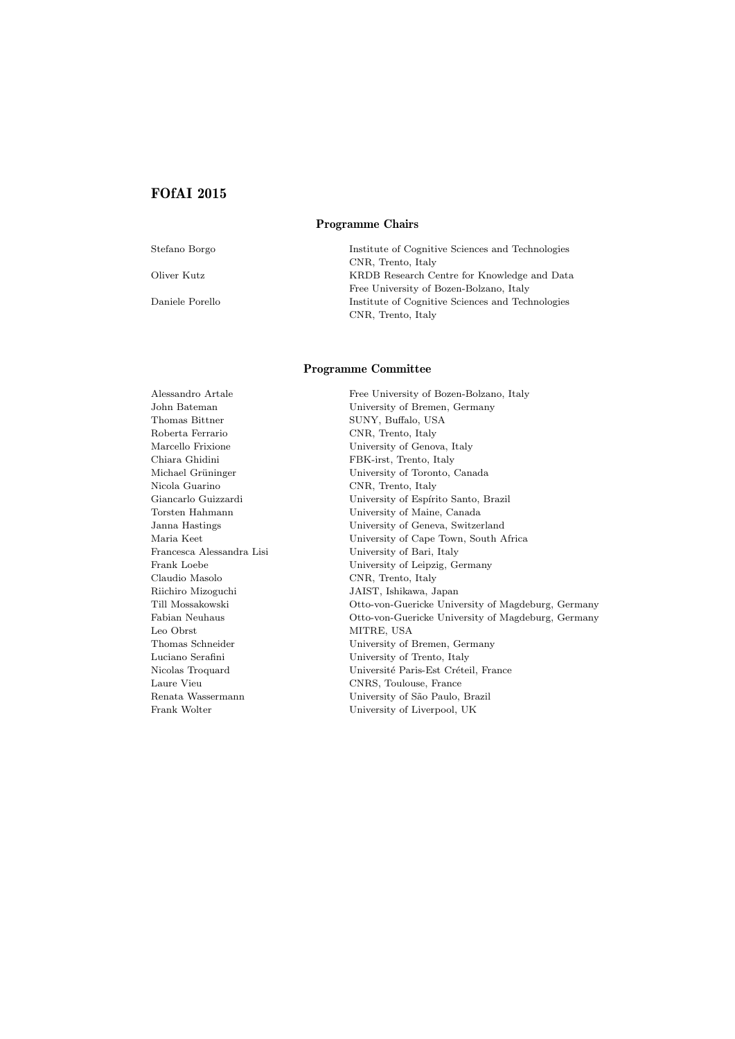# FOfAI 2015

## Programme Chairs

| | |
|---|---|
| Stefano Borgo | Institute of Cognitive Sciences and Technologies CNR, Trento, Italy |
| Oliver Kutz | KRDB Research Centre for Knowledge and Data Free University of Bozen-Bolzano, Italy |
| Daniele Porello | Institute of Cognitive Sciences and Technologies CNR, Trento, Italy |

## Programme Committee

| | |
|---|---|
| Alessandro Artale | Free University of Bozen-Bolzano, Italy |
| John Bateman | University of Bremen, Germany |
| Thomas Bittner | SUNY, Buffalo, USA |
| Roberta Ferrario | CNR, Trento, Italy |
| Marcello Frixione | University of Genova, Italy |
| Chiara Ghidini | FBK-irst, Trento, Italy |
| Michael Grüninger | University of Toronto, Canada |
| Nicola Guarino | CNR, Trento, Italy |
| Giancarlo Guizzardi | University of Espírito Santo, Brazil |
| Torsten Hahmann | University of Maine, Canada |
| Janna Hastings | University of Geneva, Switzerland |
| Maria Keet | University of Cape Town, South Africa |
| Francesca Alessandra Lisi | University of Bari, Italy |
| Frank Loebe | University of Leipzig, Germany |
| Claudio Masolo | CNR, Trento, Italy |
| Riichiro Mizoguchi | JAIST, Ishikawa, Japan |
| Till Mossakowski | Otto-von-Guericke University of Magdeburg, Germany |
| Fabian Neuhaus | Otto-von-Guericke University of Magdeburg, Germany |
| Leo Obrst | MITRE, USA |
| Thomas Schneider | University of Bremen, Germany |
| Luciano Serafini | University of Trento, Italy |
| Nicolas Troquard | Université Paris-Est Créteil, France |
| Laure Vieu | CNRS, Toulouse, France |
| Renata Wassermann | University of São Paulo, Brazil |
| Frank Wolter | University of Liverpool, UK |